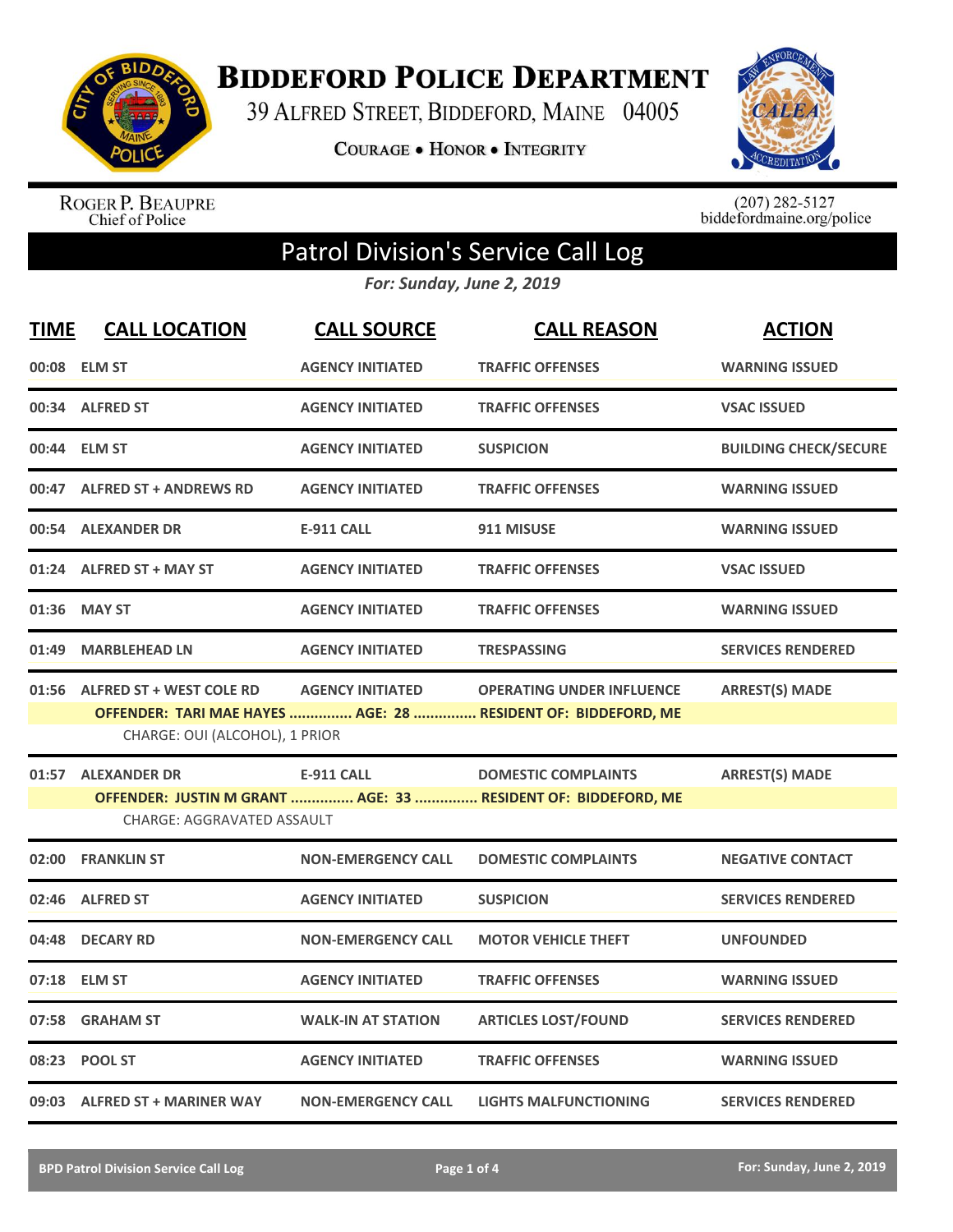# BIDDEFORD POLICE DEPARTMENT

39 ALFRED STREET, BIDDEFORD, MAINE 04005

COURAGE • HONOR • INTEGRITY

ROGER P. BEAUPRE
Chief of Police

(207) 282-5127
biddefordmaine.org/police

## Patrol Division's Service Call Log

*For: Sunday, June 2, 2019*

| TIME | CALL LOCATION | CALL SOURCE | CALL REASON | ACTION |
|---|---|---|---|---|
| 00:08 | ELM ST | AGENCY INITIATED | TRAFFIC OFFENSES | WARNING ISSUED |
| 00:34 | ALFRED ST | AGENCY INITIATED | TRAFFIC OFFENSES | VSAC ISSUED |
| 00:44 | ELM ST | AGENCY INITIATED | SUSPICION | BUILDING CHECK/SECURE |
| 00:47 | ALFRED ST + ANDREWS RD | AGENCY INITIATED | TRAFFIC OFFENSES | WARNING ISSUED |
| 00:54 | ALEXANDER DR | E-911 CALL | 911 MISUSE | WARNING ISSUED |
| 01:24 | ALFRED ST + MAY ST | AGENCY INITIATED | TRAFFIC OFFENSES | VSAC ISSUED |
| 01:36 | MAY ST | AGENCY INITIATED | TRAFFIC OFFENSES | WARNING ISSUED |
| 01:49 | MARBLEHEAD LN | AGENCY INITIATED | TRESPASSING | SERVICES RENDERED |
| 01:56 | ALFRED ST + WEST COLE RD | AGENCY INITIATED | OPERATING UNDER INFLUENCE | ARREST(S) MADE |
| | OFFENDER: TARI MAE HAYES ............... AGE: 28 ............... RESIDENT OF: BIDDEFORD, ME | | | |
| | CHARGE: OUI (ALCOHOL), 1 PRIOR | | | |
| 01:57 | ALEXANDER DR | E-911 CALL | DOMESTIC COMPLAINTS | ARREST(S) MADE |
| | OFFENDER: JUSTIN M GRANT ............... AGE: 33 ............... RESIDENT OF: BIDDEFORD, ME | | | |
| | CHARGE: AGGRAVATED ASSAULT | | | |
| 02:00 | FRANKLIN ST | NON-EMERGENCY CALL | DOMESTIC COMPLAINTS | NEGATIVE CONTACT |
| 02:46 | ALFRED ST | AGENCY INITIATED | SUSPICION | SERVICES RENDERED |
| 04:48 | DECARY RD | NON-EMERGENCY CALL | MOTOR VEHICLE THEFT | UNFOUNDED |
| 07:18 | ELM ST | AGENCY INITIATED | TRAFFIC OFFENSES | WARNING ISSUED |
| 07:58 | GRAHAM ST | WALK-IN AT STATION | ARTICLES LOST/FOUND | SERVICES RENDERED |
| 08:23 | POOL ST | AGENCY INITIATED | TRAFFIC OFFENSES | WARNING ISSUED |
| 09:03 | ALFRED ST + MARINER WAY | NON-EMERGENCY CALL | LIGHTS MALFUNCTIONING | SERVICES RENDERED |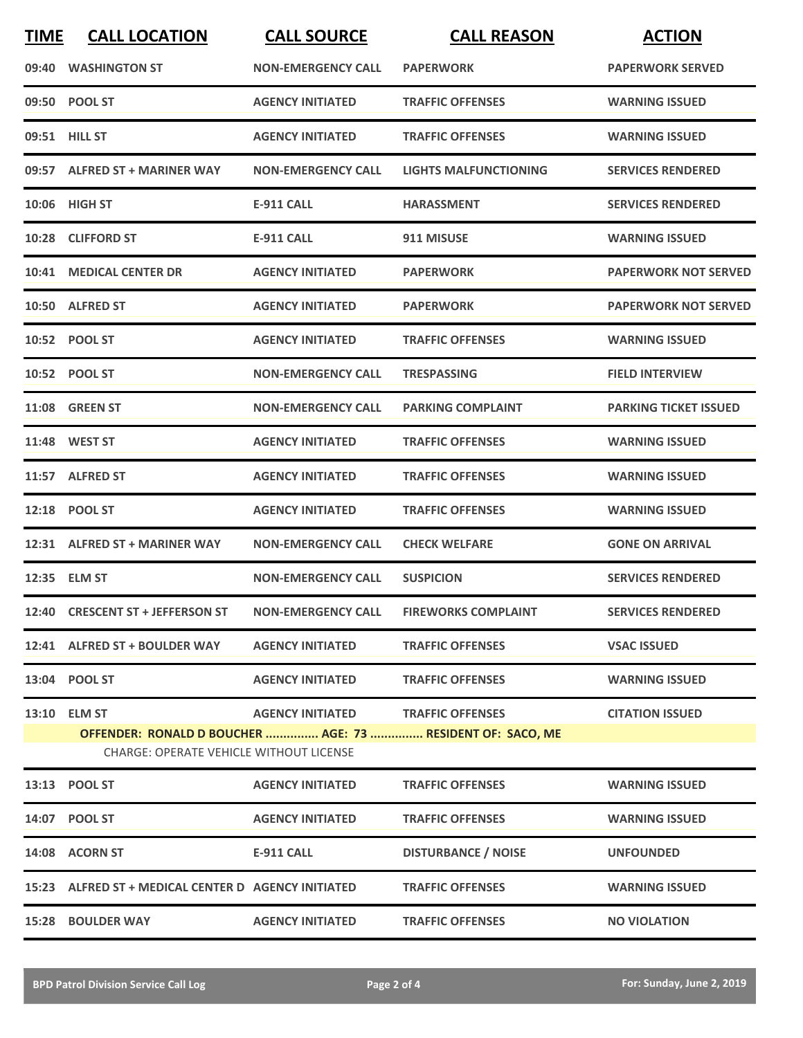| TIME | CALL LOCATION | CALL SOURCE | CALL REASON | ACTION |
|---|---|---|---|---|
| 09:40 | WASHINGTON ST | NON-EMERGENCY CALL | PAPERWORK | PAPERWORK SERVED |
| 09:50 | POOL ST | AGENCY INITIATED | TRAFFIC OFFENSES | WARNING ISSUED |
| 09:51 | HILL ST | AGENCY INITIATED | TRAFFIC OFFENSES | WARNING ISSUED |
| 09:57 | ALFRED ST + MARINER WAY | NON-EMERGENCY CALL | LIGHTS MALFUNCTIONING | SERVICES RENDERED |
| 10:06 | HIGH ST | E-911 CALL | HARASSMENT | SERVICES RENDERED |
| 10:28 | CLIFFORD ST | E-911 CALL | 911 MISUSE | WARNING ISSUED |
| 10:41 | MEDICAL CENTER DR | AGENCY INITIATED | PAPERWORK | PAPERWORK NOT SERVED |
| 10:50 | ALFRED ST | AGENCY INITIATED | PAPERWORK | PAPERWORK NOT SERVED |
| 10:52 | POOL ST | AGENCY INITIATED | TRAFFIC OFFENSES | WARNING ISSUED |
| 10:52 | POOL ST | NON-EMERGENCY CALL | TRESPASSING | FIELD INTERVIEW |
| 11:08 | GREEN ST | NON-EMERGENCY CALL | PARKING COMPLAINT | PARKING TICKET ISSUED |
| 11:48 | WEST ST | AGENCY INITIATED | TRAFFIC OFFENSES | WARNING ISSUED |
| 11:57 | ALFRED ST | AGENCY INITIATED | TRAFFIC OFFENSES | WARNING ISSUED |
| 12:18 | POOL ST | AGENCY INITIATED | TRAFFIC OFFENSES | WARNING ISSUED |
| 12:31 | ALFRED ST + MARINER WAY | NON-EMERGENCY CALL | CHECK WELFARE | GONE ON ARRIVAL |
| 12:35 | ELM ST | NON-EMERGENCY CALL | SUSPICION | SERVICES RENDERED |
| 12:40 | CRESCENT ST + JEFFERSON ST | NON-EMERGENCY CALL | FIREWORKS COMPLAINT | SERVICES RENDERED |
| 12:41 | ALFRED ST + BOULDER WAY | AGENCY INITIATED | TRAFFIC OFFENSES | VSAC ISSUED |
| 13:04 | POOL ST | AGENCY INITIATED | TRAFFIC OFFENSES | WARNING ISSUED |
| 13:10 | ELM ST | AGENCY INITIATED | TRAFFIC OFFENSES | CITATION ISSUED |
| | OFFENDER: RONALD D BOUCHER ............... AGE: 73 ............... RESIDENT OF: SACO, ME<br>CHARGE: OPERATE VEHICLE WITHOUT LICENSE | | | |
| 13:13 | POOL ST | AGENCY INITIATED | TRAFFIC OFFENSES | WARNING ISSUED |
| 14:07 | POOL ST | AGENCY INITIATED | TRAFFIC OFFENSES | WARNING ISSUED |
| 14:08 | ACORN ST | E-911 CALL | DISTURBANCE / NOISE | UNFOUNDED |
| 15:23 | ALFRED ST + MEDICAL CENTER D | AGENCY INITIATED | TRAFFIC OFFENSES | WARNING ISSUED |
| 15:28 | BOULDER WAY | AGENCY INITIATED | TRAFFIC OFFENSES | NO VIOLATION |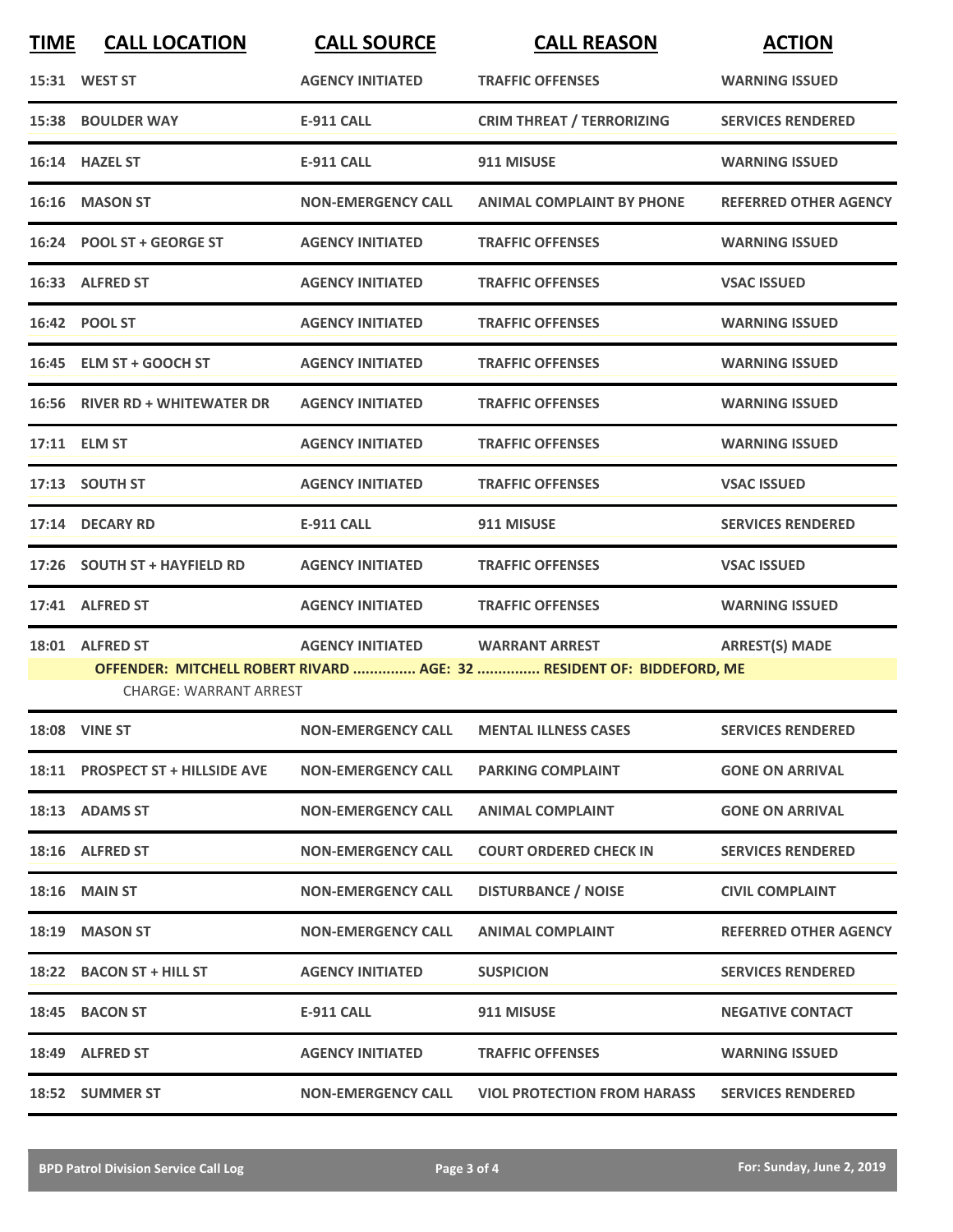| TIME | CALL LOCATION | CALL SOURCE | CALL REASON | ACTION |
|---|---|---|---|---|
| 15:31 | WEST ST | AGENCY INITIATED | TRAFFIC OFFENSES | WARNING ISSUED |
| 15:38 | BOULDER WAY | E-911 CALL | CRIM THREAT / TERRORIZING | SERVICES RENDERED |
| 16:14 | HAZEL ST | E-911 CALL | 911 MISUSE | WARNING ISSUED |
| 16:16 | MASON ST | NON-EMERGENCY CALL | ANIMAL COMPLAINT BY PHONE | REFERRED OTHER AGENCY |
| 16:24 | POOL ST + GEORGE ST | AGENCY INITIATED | TRAFFIC OFFENSES | WARNING ISSUED |
| 16:33 | ALFRED ST | AGENCY INITIATED | TRAFFIC OFFENSES | VSAC ISSUED |
| 16:42 | POOL ST | AGENCY INITIATED | TRAFFIC OFFENSES | WARNING ISSUED |
| 16:45 | ELM ST + GOOCH ST | AGENCY INITIATED | TRAFFIC OFFENSES | WARNING ISSUED |
| 16:56 | RIVER RD + WHITEWATER DR | AGENCY INITIATED | TRAFFIC OFFENSES | WARNING ISSUED |
| 17:11 | ELM ST | AGENCY INITIATED | TRAFFIC OFFENSES | WARNING ISSUED |
| 17:13 | SOUTH ST | AGENCY INITIATED | TRAFFIC OFFENSES | VSAC ISSUED |
| 17:14 | DECARY RD | E-911 CALL | 911 MISUSE | SERVICES RENDERED |
| 17:26 | SOUTH ST + HAYFIELD RD | AGENCY INITIATED | TRAFFIC OFFENSES | VSAC ISSUED |
| 17:41 | ALFRED ST | AGENCY INITIATED | TRAFFIC OFFENSES | WARNING ISSUED |
| 18:01 | ALFRED ST | AGENCY INITIATED | WARRANT ARREST | ARREST(S) MADE |
| | **OFFENDER: MITCHELL ROBERT RIVARD ............... AGE: 32 ............... RESIDENT OF: BIDDEFORD, ME** | | | |
| | CHARGE: WARRANT ARREST | | | |
| 18:08 | VINE ST | NON-EMERGENCY CALL | MENTAL ILLNESS CASES | SERVICES RENDERED |
| 18:11 | PROSPECT ST + HILLSIDE AVE | NON-EMERGENCY CALL | PARKING COMPLAINT | GONE ON ARRIVAL |
| 18:13 | ADAMS ST | NON-EMERGENCY CALL | ANIMAL COMPLAINT | GONE ON ARRIVAL |
| 18:16 | ALFRED ST | NON-EMERGENCY CALL | COURT ORDERED CHECK IN | SERVICES RENDERED |
| 18:16 | MAIN ST | NON-EMERGENCY CALL | DISTURBANCE / NOISE | CIVIL COMPLAINT |
| 18:19 | MASON ST | NON-EMERGENCY CALL | ANIMAL COMPLAINT | REFERRED OTHER AGENCY |
| 18:22 | BACON ST + HILL ST | AGENCY INITIATED | SUSPICION | SERVICES RENDERED |
| 18:45 | BACON ST | E-911 CALL | 911 MISUSE | NEGATIVE CONTACT |
| 18:49 | ALFRED ST | AGENCY INITIATED | TRAFFIC OFFENSES | WARNING ISSUED |
| 18:52 | SUMMER ST | NON-EMERGENCY CALL | VIOL PROTECTION FROM HARASS | SERVICES RENDERED |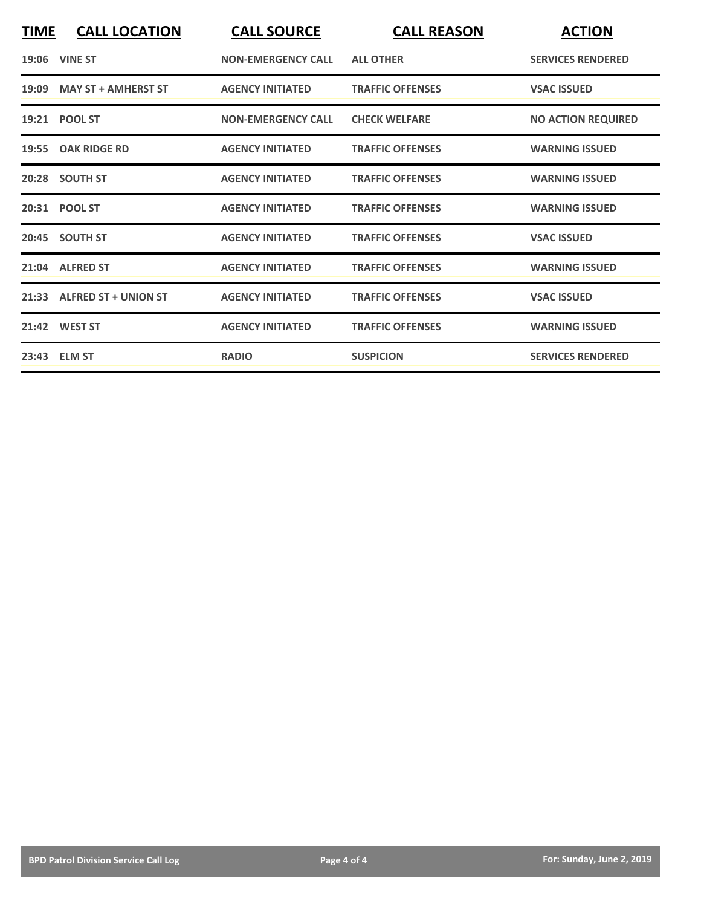| TIME | CALL LOCATION | CALL SOURCE | CALL REASON | ACTION |
| --- | --- | --- | --- | --- |
| 19:06 | VINE ST | NON-EMERGENCY CALL | ALL OTHER | SERVICES RENDERED |
| 19:09 | MAY ST + AMHERST ST | AGENCY INITIATED | TRAFFIC OFFENSES | VSAC ISSUED |
| 19:21 | POOL ST | NON-EMERGENCY CALL | CHECK WELFARE | NO ACTION REQUIRED |
| 19:55 | OAK RIDGE RD | AGENCY INITIATED | TRAFFIC OFFENSES | WARNING ISSUED |
| 20:28 | SOUTH ST | AGENCY INITIATED | TRAFFIC OFFENSES | WARNING ISSUED |
| 20:31 | POOL ST | AGENCY INITIATED | TRAFFIC OFFENSES | WARNING ISSUED |
| 20:45 | SOUTH ST | AGENCY INITIATED | TRAFFIC OFFENSES | VSAC ISSUED |
| 21:04 | ALFRED ST | AGENCY INITIATED | TRAFFIC OFFENSES | WARNING ISSUED |
| 21:33 | ALFRED ST + UNION ST | AGENCY INITIATED | TRAFFIC OFFENSES | VSAC ISSUED |
| 21:42 | WEST ST | AGENCY INITIATED | TRAFFIC OFFENSES | WARNING ISSUED |
| 23:43 | ELM ST | RADIO | SUSPICION | SERVICES RENDERED |